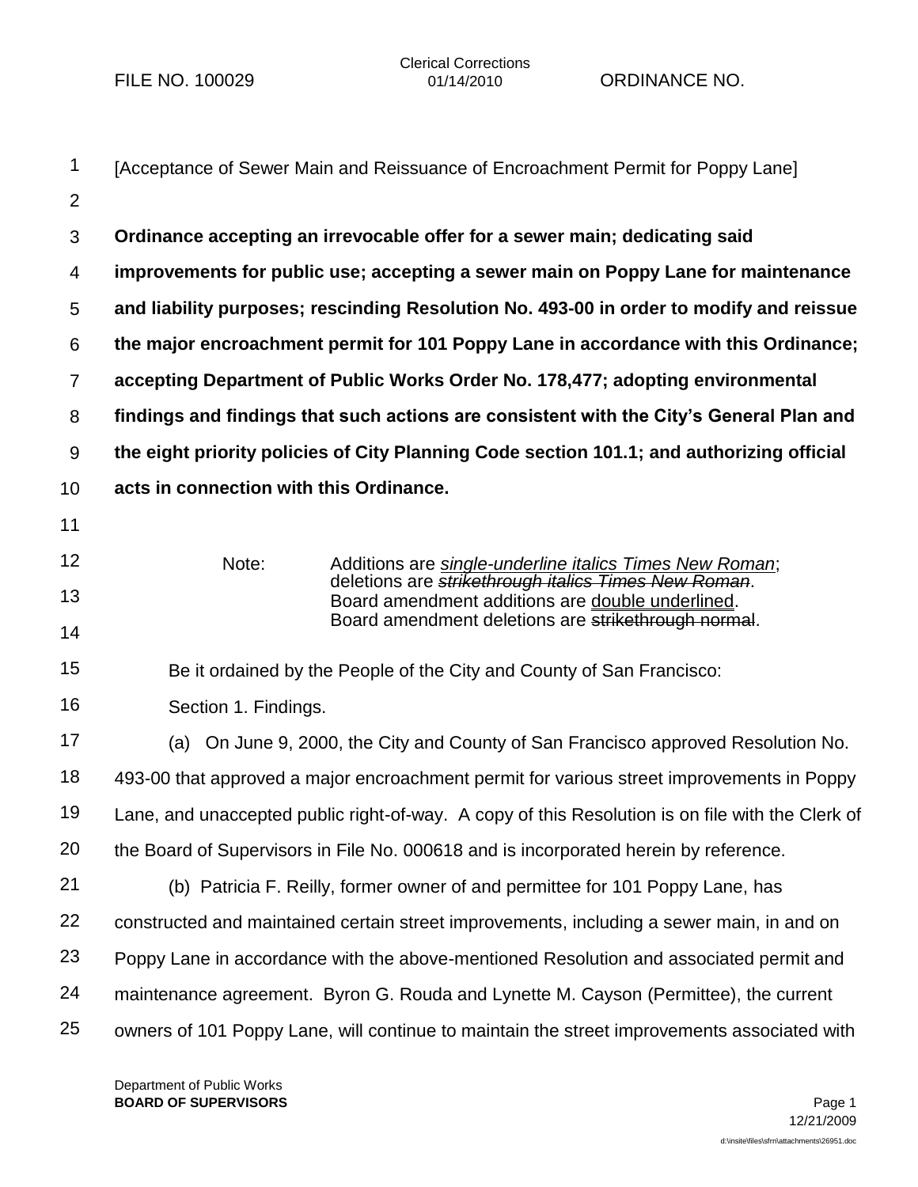FILE NO. 100029 — Clerical Corrections 01/14/2010 — ORDINANCE NO.

[Acceptance of Sewer Main and Reissuance of Encroachment Permit for Poppy Lane]

**Ordinance accepting an irrevocable offer for a sewer main; dedicating said improvements for public use; accepting a sewer main on Poppy Lane for maintenance and liability purposes; rescinding Resolution No. 493-00 in order to modify and reissue the major encroachment permit for 101 Poppy Lane in accordance with this Ordinance; accepting Department of Public Works Order No. 178,477; adopting environmental findings and findings that such actions are consistent with the City's General Plan and the eight priority policies of City Planning Code section 101.1; and authorizing official acts in connection with this Ordinance.**

Note: Additions are *single-underline italics Times New Roman*; deletions are ~~*strikethrough italics Times New Roman*~~. Board amendment additions are double underlined. Board amendment deletions are ~~strikethrough normal~~.

Be it ordained by the People of the City and County of San Francisco:

Section 1. Findings.

(a) On June 9, 2000, the City and County of San Francisco approved Resolution No. 493-00 that approved a major encroachment permit for various street improvements in Poppy Lane, and unaccepted public right-of-way. A copy of this Resolution is on file with the Clerk of the Board of Supervisors in File No. 000618 and is incorporated herein by reference.

(b) Patricia F. Reilly, former owner of and permittee for 101 Poppy Lane, has constructed and maintained certain street improvements, including a sewer main, in and on Poppy Lane in accordance with the above-mentioned Resolution and associated permit and maintenance agreement. Byron G. Rouda and Lynette M. Cayson (Permittee), the current owners of 101 Poppy Lane, will continue to maintain the street improvements associated with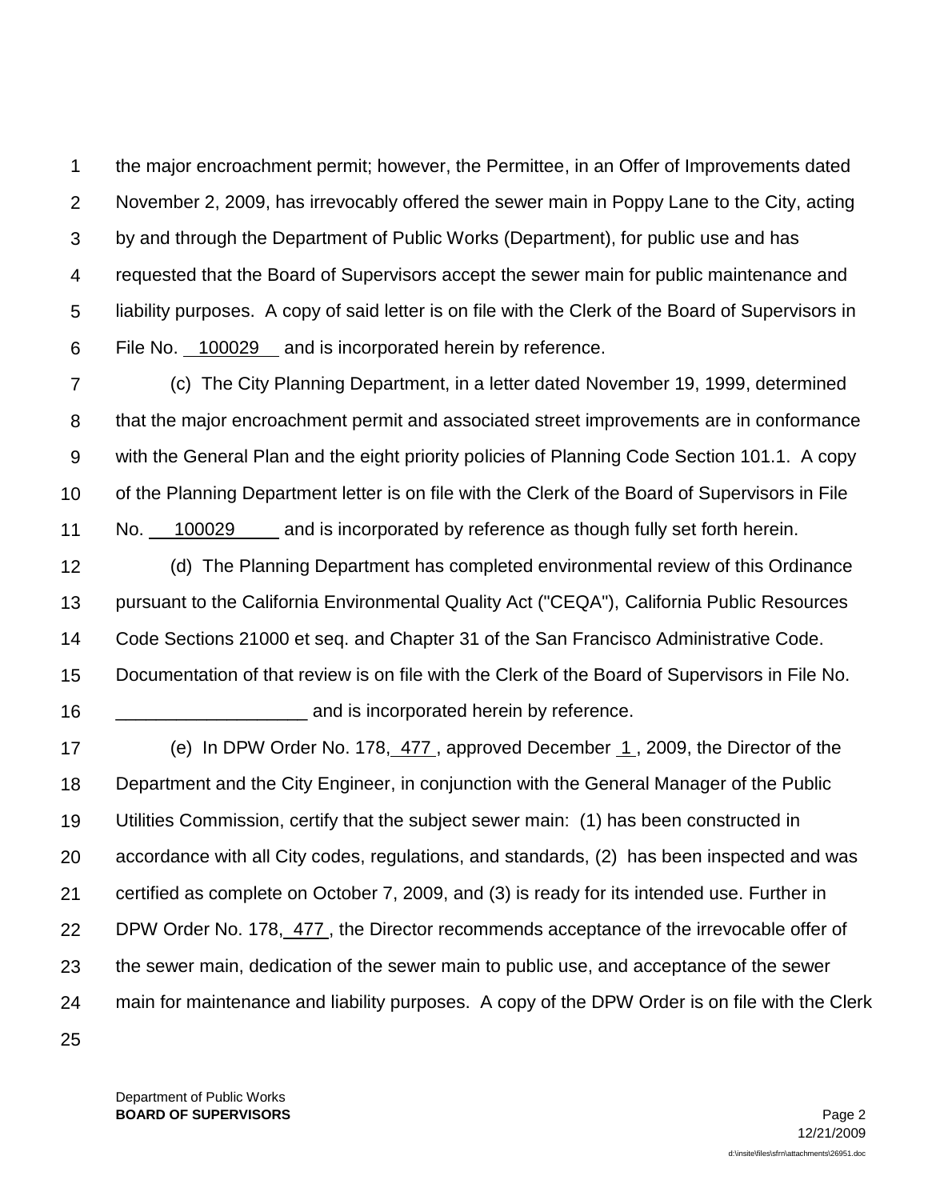the major encroachment permit; however, the Permittee, in an Offer of Improvements dated November 2, 2009, has irrevocably offered the sewer main in Poppy Lane to the City, acting by and through the Department of Public Works (Department), for public use and has requested that the Board of Supervisors accept the sewer main for public maintenance and liability purposes. A copy of said letter is on file with the Clerk of the Board of Supervisors in File No. 100029 and is incorporated herein by reference.

(c) The City Planning Department, in a letter dated November 19, 1999, determined that the major encroachment permit and associated street improvements are in conformance with the General Plan and the eight priority policies of Planning Code Section 101.1. A copy of the Planning Department letter is on file with the Clerk of the Board of Supervisors in File No. 100029 and is incorporated by reference as though fully set forth herein.

(d) The Planning Department has completed environmental review of this Ordinance pursuant to the California Environmental Quality Act ("CEQA"), California Public Resources Code Sections 21000 et seq. and Chapter 31 of the San Francisco Administrative Code. Documentation of that review is on file with the Clerk of the Board of Supervisors in File No. ___________________ and is incorporated herein by reference.

(e) In DPW Order No. 178, 477, approved December 1, 2009, the Director of the Department and the City Engineer, in conjunction with the General Manager of the Public Utilities Commission, certify that the subject sewer main: (1) has been constructed in accordance with all City codes, regulations, and standards, (2) has been inspected and was certified as complete on October 7, 2009, and (3) is ready for its intended use. Further in DPW Order No. 178, 477, the Director recommends acceptance of the irrevocable offer of the sewer main, dedication of the sewer main to public use, and acceptance of the sewer main for maintenance and liability purposes. A copy of the DPW Order is on file with the Clerk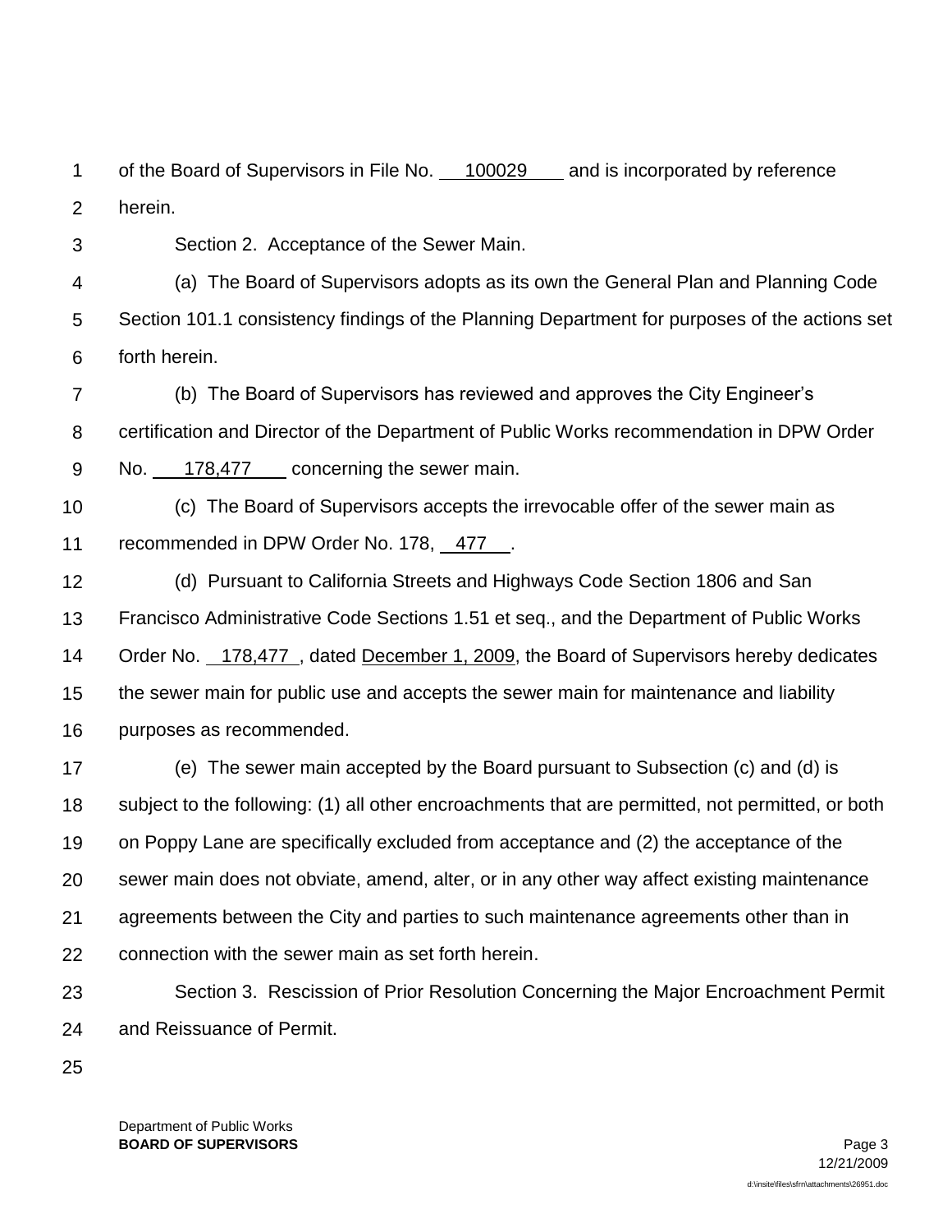of the Board of Supervisors in File No. 100029 and is incorporated by reference herein.

Section 2. Acceptance of the Sewer Main.

(a) The Board of Supervisors adopts as its own the General Plan and Planning Code Section 101.1 consistency findings of the Planning Department for purposes of the actions set forth herein.

(b) The Board of Supervisors has reviewed and approves the City Engineer's certification and Director of the Department of Public Works recommendation in DPW Order No. 178,477 concerning the sewer main.

(c) The Board of Supervisors accepts the irrevocable offer of the sewer main as recommended in DPW Order No. 178, 477.

(d) Pursuant to California Streets and Highways Code Section 1806 and San Francisco Administrative Code Sections 1.51 et seq., and the Department of Public Works Order No. 178,477, dated December 1, 2009, the Board of Supervisors hereby dedicates the sewer main for public use and accepts the sewer main for maintenance and liability purposes as recommended.

(e) The sewer main accepted by the Board pursuant to Subsection (c) and (d) is subject to the following: (1) all other encroachments that are permitted, not permitted, or both on Poppy Lane are specifically excluded from acceptance and (2) the acceptance of the sewer main does not obviate, amend, alter, or in any other way affect existing maintenance agreements between the City and parties to such maintenance agreements other than in connection with the sewer main as set forth herein.

Section 3. Rescission of Prior Resolution Concerning the Major Encroachment Permit and Reissuance of Permit.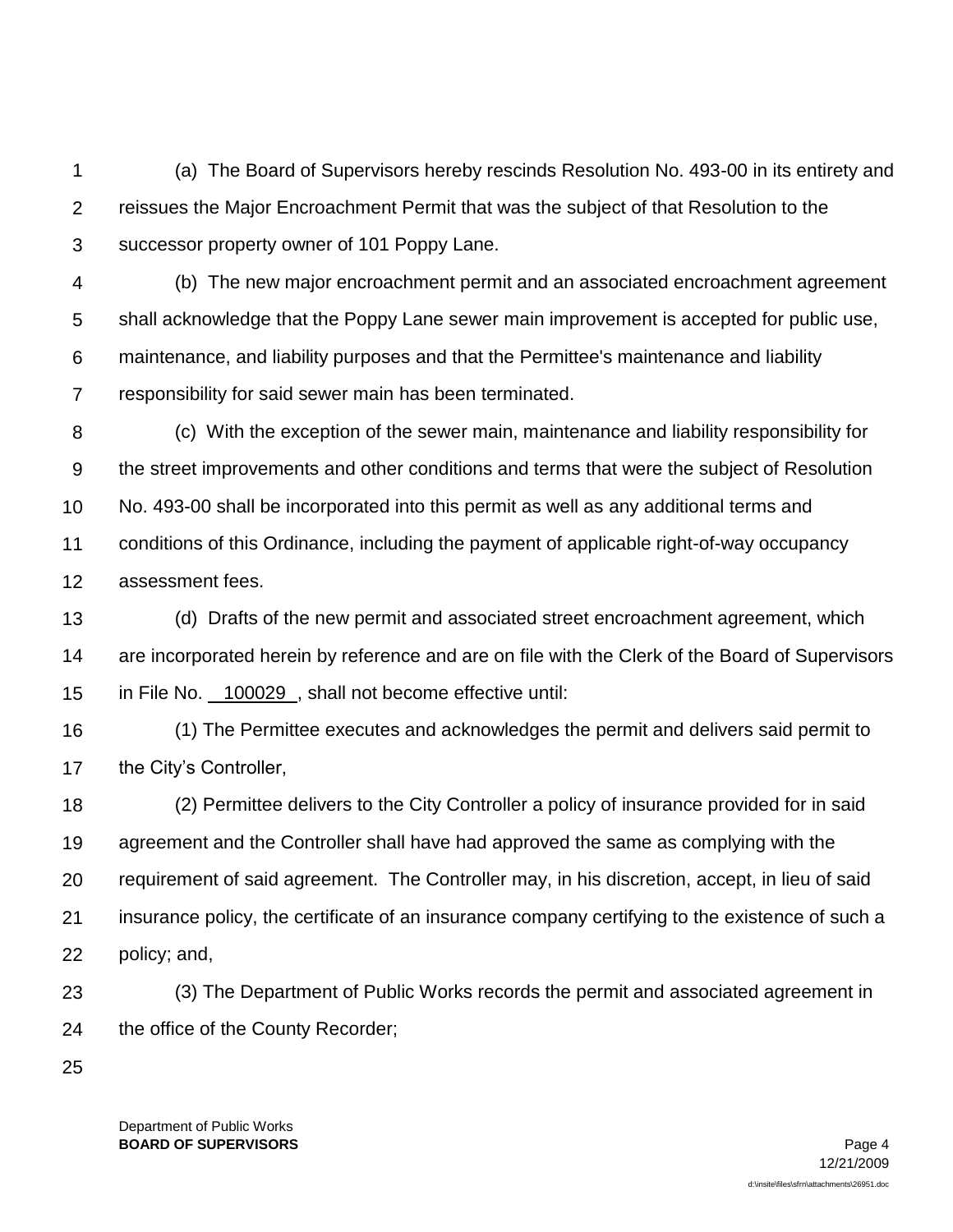(a) The Board of Supervisors hereby rescinds Resolution No. 493-00 in its entirety and reissues the Major Encroachment Permit that was the subject of that Resolution to the successor property owner of 101 Poppy Lane.

(b) The new major encroachment permit and an associated encroachment agreement shall acknowledge that the Poppy Lane sewer main improvement is accepted for public use, maintenance, and liability purposes and that the Permittee's maintenance and liability responsibility for said sewer main has been terminated.

(c) With the exception of the sewer main, maintenance and liability responsibility for the street improvements and other conditions and terms that were the subject of Resolution No. 493-00 shall be incorporated into this permit as well as any additional terms and conditions of this Ordinance, including the payment of applicable right-of-way occupancy assessment fees.

(d) Drafts of the new permit and associated street encroachment agreement, which are incorporated herein by reference and are on file with the Clerk of the Board of Supervisors in File No. 100029, shall not become effective until:

(1) The Permittee executes and acknowledges the permit and delivers said permit to the City's Controller,

(2) Permittee delivers to the City Controller a policy of insurance provided for in said agreement and the Controller shall have had approved the same as complying with the requirement of said agreement. The Controller may, in his discretion, accept, in lieu of said insurance policy, the certificate of an insurance company certifying to the existence of such a policy; and,

(3) The Department of Public Works records the permit and associated agreement in the office of the County Recorder;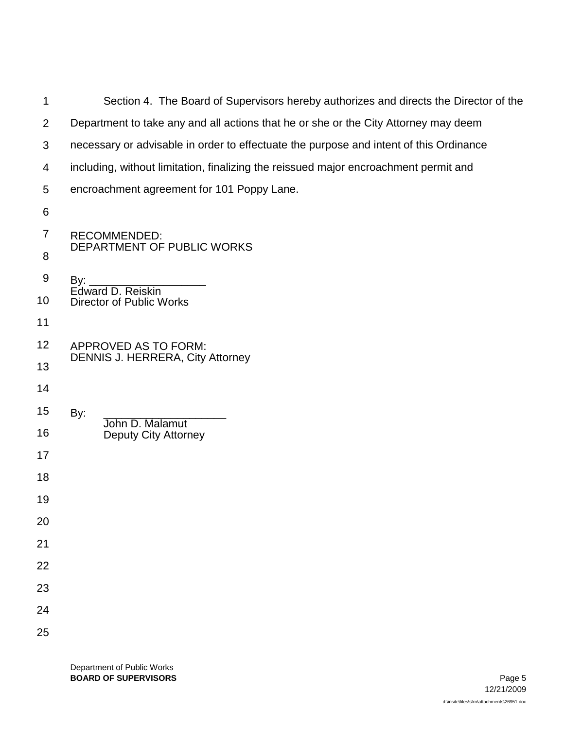Section 4. The Board of Supervisors hereby authorizes and directs the Director of the Department to take any and all actions that he or she or the City Attorney may deem necessary or advisable in order to effectuate the purpose and intent of this Ordinance including, without limitation, finalizing the reissued major encroachment permit and encroachment agreement for 101 Poppy Lane.

RECOMMENDED:
DEPARTMENT OF PUBLIC WORKS

By: ___________________
Edward D. Reiskin
Director of Public Works

APPROVED AS TO FORM:
DENNIS J. HERRERA, City Attorney

By: ____________________
John D. Malamut
Deputy City Attorney